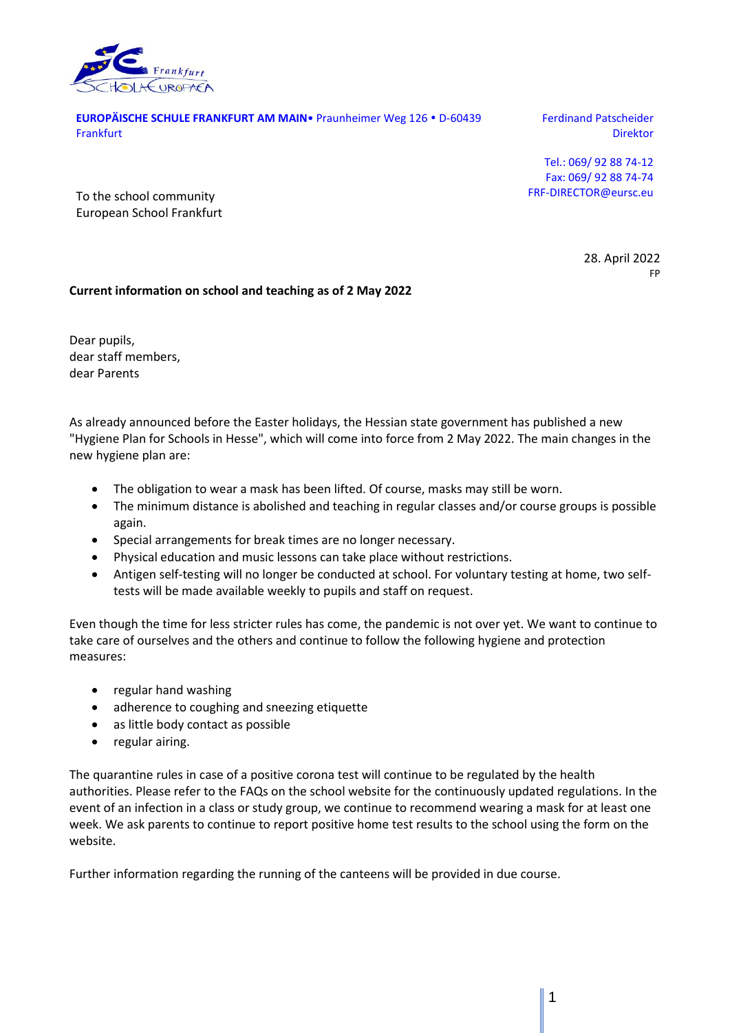**EUROPÄISCHE SCHULE FRANKFURT AM MAIN**• Praunheimer Weg 126 • D-60439 Frankfurt

Ferdinand Patscheider
Direktor

Tel.: 069/ 92 88 74-12
Fax: 069/ 92 88 74-74
FRF-DIRECTOR@eursc.eu

To the school community
European School Frankfurt

28. April 2022
FP

**Current information on school and teaching as of 2 May 2022**

Dear pupils,
dear staff members,
dear Parents

As already announced before the Easter holidays, the Hessian state government has published a new "Hygiene Plan for Schools in Hesse", which will come into force from 2 May 2022. The main changes in the new hygiene plan are:

- The obligation to wear a mask has been lifted. Of course, masks may still be worn.
- The minimum distance is abolished and teaching in regular classes and/or course groups is possible again.
- Special arrangements for break times are no longer necessary.
- Physical education and music lessons can take place without restrictions.
- Antigen self-testing will no longer be conducted at school. For voluntary testing at home, two self-tests will be made available weekly to pupils and staff on request.

Even though the time for less stricter rules has come, the pandemic is not over yet. We want to continue to take care of ourselves and the others and continue to follow the following hygiene and protection measures:

- regular hand washing
- adherence to coughing and sneezing etiquette
- as little body contact as possible
- regular airing.

The quarantine rules in case of a positive corona test will continue to be regulated by the health authorities. Please refer to the FAQs on the school website for the continuously updated regulations. In the event of an infection in a class or study group, we continue to recommend wearing a mask for at least one week. We ask parents to continue to report positive home test results to the school using the form on the website.

Further information regarding the running of the canteens will be provided in due course.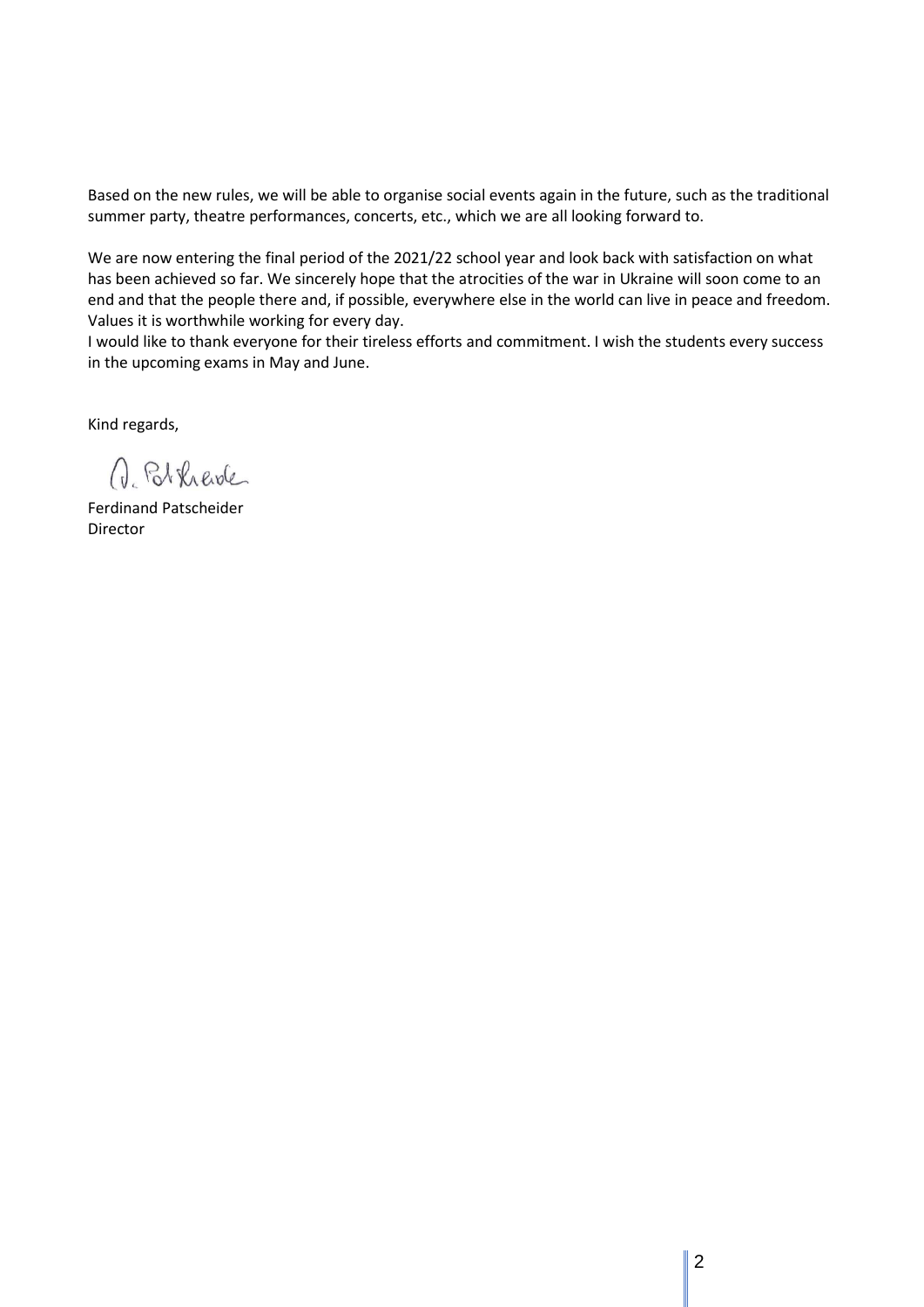Based on the new rules, we will be able to organise social events again in the future, such as the traditional summer party, theatre performances, concerts, etc., which we are all looking forward to.

We are now entering the final period of the 2021/22 school year and look back with satisfaction on what has been achieved so far. We sincerely hope that the atrocities of the war in Ukraine will soon come to an end and that the people there and, if possible, everywhere else in the world can live in peace and freedom. Values it is worthwhile working for every day.
I would like to thank everyone for their tireless efforts and commitment. I wish the students every success in the upcoming exams in May and June.

Kind regards,

Ferdinand Patscheider
Director